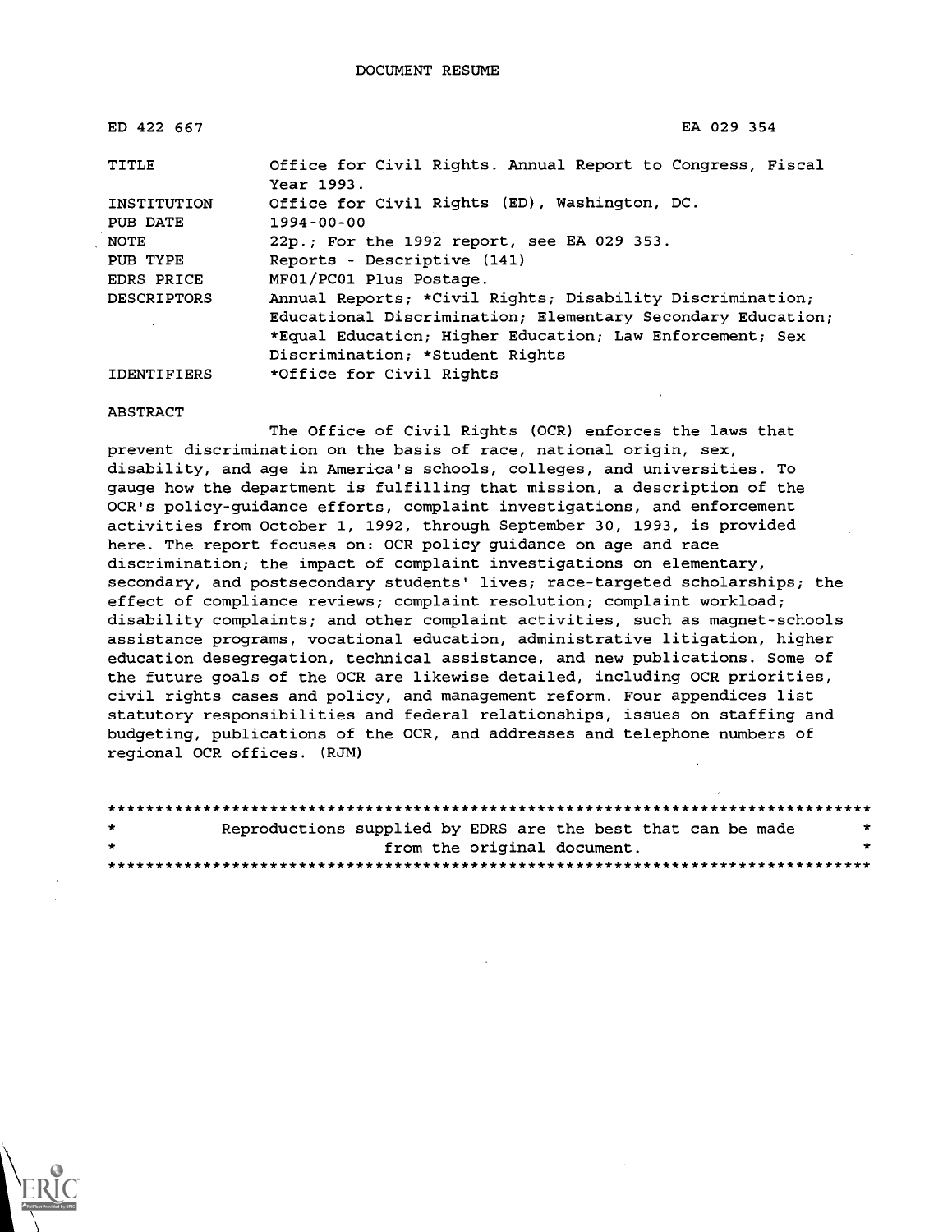DOCUMENT RESUME

| | |
|---|---|
| ED 422 667 | EA 029 354 |
| TITLE | Office for Civil Rights. Annual Report to Congress, Fiscal Year 1993. |
| INSTITUTION | Office for Civil Rights (ED), Washington, DC. |
| PUB DATE | 1994-00-00 |
| NOTE | 22p.; For the 1992 report, see EA 029 353. |
| PUB TYPE | Reports - Descriptive (141) |
| EDRS PRICE | MF01/PC01 Plus Postage. |
| DESCRIPTORS | Annual Reports; *Civil Rights; Disability Discrimination; Educational Discrimination; Elementary Secondary Education; *Equal Education; Higher Education; Law Enforcement; Sex Discrimination; *Student Rights |
| IDENTIFIERS | *Office for Civil Rights |

ABSTRACT

The Office of Civil Rights (OCR) enforces the laws that prevent discrimination on the basis of race, national origin, sex, disability, and age in America's schools, colleges, and universities. To gauge how the department is fulfilling that mission, a description of the OCR's policy-guidance efforts, complaint investigations, and enforcement activities from October 1, 1992, through September 30, 1993, is provided here. The report focuses on: OCR policy guidance on age and race discrimination; the impact of complaint investigations on elementary, secondary, and postsecondary students' lives; race-targeted scholarships; the effect of compliance reviews; complaint resolution; complaint workload; disability complaints; and other complaint activities, such as magnet-schools assistance programs, vocational education, administrative litigation, higher education desegregation, technical assistance, and new publications. Some of the future goals of the OCR are likewise detailed, including OCR priorities, civil rights cases and policy, and management reform. Four appendices list statutory responsibilities and federal relationships, issues on staffing and budgeting, publications of the OCR, and addresses and telephone numbers of regional OCR offices. (RJM)

********************************************************************************
* Reproductions supplied by EDRS are the best that can be made *
* from the original document. *
********************************************************************************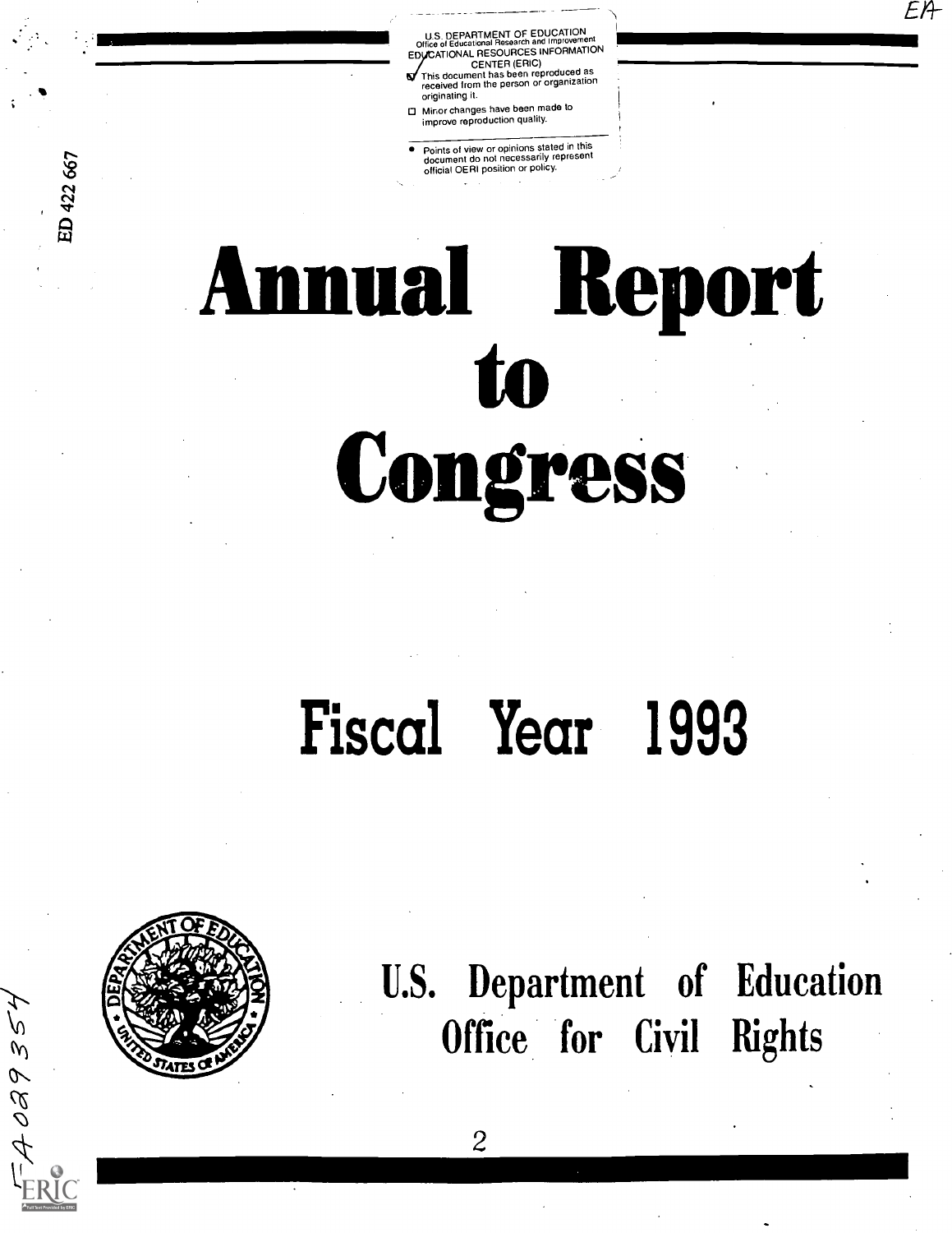U.S. DEPARTMENT OF EDUCATION
Office of Educational Research and Improvement
EDUCATIONAL RESOURCES INFORMATION CENTER (ERIC)

- ☑ This document has been reproduced as received from the person or organization originating it.
- ☐ Minor changes have been made to improve reproduction quality.

- Points of view or opinions stated in this document do not necessarily represent official OERI position or policy.

ED 422 667

# Annual Report to Congress

## Fiscal Year 1993

U.S. Department of Education
Office for Civil Rights

EA 029 354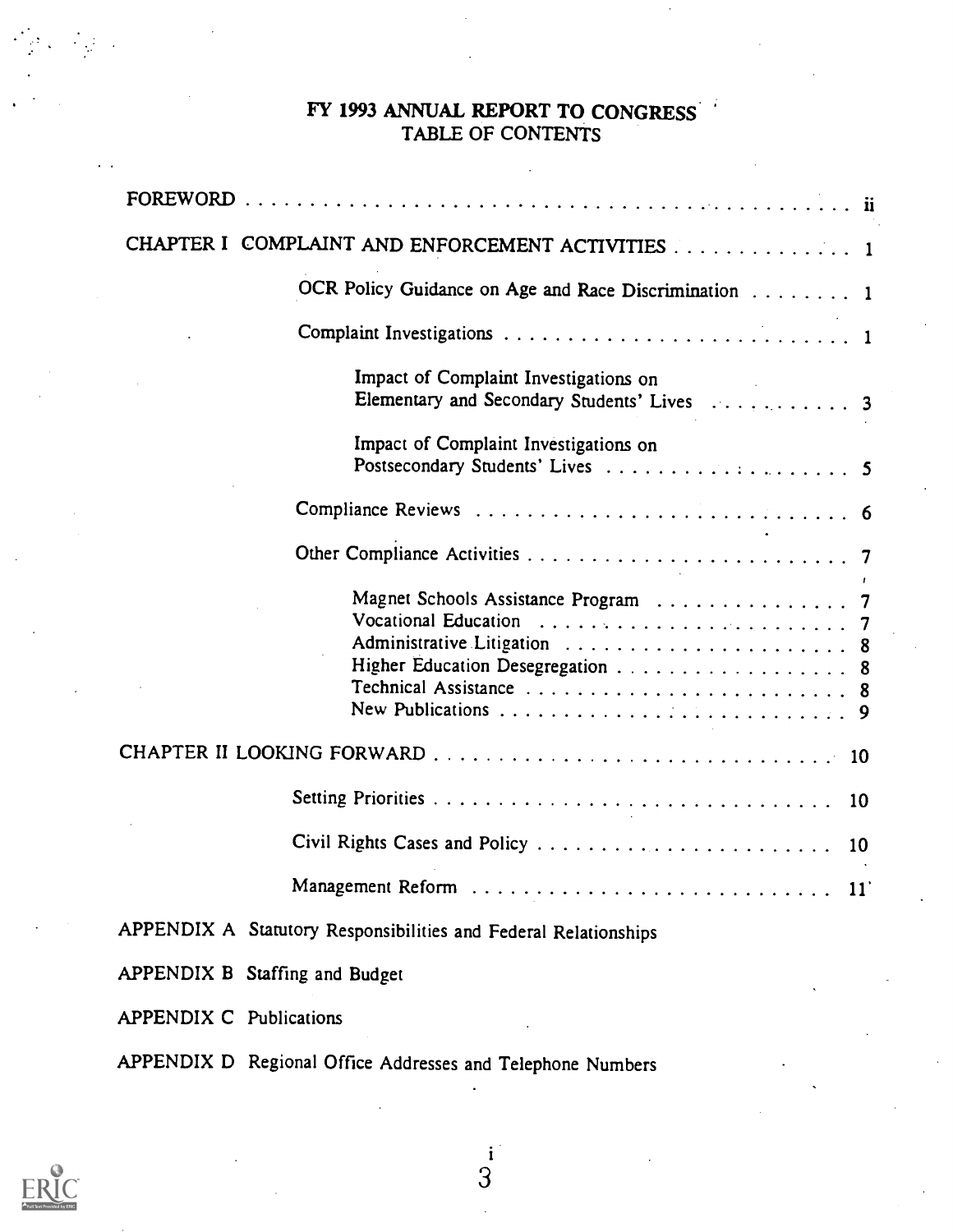# FY 1993 ANNUAL REPORT TO CONGRESS
## TABLE OF CONTENTS

FOREWORD . . . . . . . . . . . . . . . . . . . . . . . . . . . . . . . . . . . . . . . . . . . . ii

CHAPTER I COMPLAINT AND ENFORCEMENT ACTIVITIES . . . . . . . . . . . . . . 1

- OCR Policy Guidance on Age and Race Discrimination . . . . . . . . 1
- Complaint Investigations . . . . . . . . . . . . . . . . . . . . . . . . . . . . 1
  - Impact of Complaint Investigations on Elementary and Secondary Students' Lives . . . . . . . . . . . 3
  - Impact of Complaint Investigations on Postsecondary Students' Lives . . . . . . . . . . . . . . . . . . 5
- Compliance Reviews . . . . . . . . . . . . . . . . . . . . . . . . . . . . . . 6
- Other Compliance Activities . . . . . . . . . . . . . . . . . . . . . . . . . 7
  - Magnet Schools Assistance Program . . . . . . . . . . . . . . . 7
  - Vocational Education . . . . . . . . . . . . . . . . . . . . . . . . . 7
  - Administrative Litigation . . . . . . . . . . . . . . . . . . . . . . 8
  - Higher Education Desegregation . . . . . . . . . . . . . . . . . . 8
  - Technical Assistance . . . . . . . . . . . . . . . . . . . . . . . . . 8
  - New Publications . . . . . . . . . . . . . . . . . . . . . . . . . . . 9

CHAPTER II LOOKING FORWARD . . . . . . . . . . . . . . . . . . . . . . . . . . . . . . 10

- Setting Priorities . . . . . . . . . . . . . . . . . . . . . . . . . . . . . . . 10
- Civil Rights Cases and Policy . . . . . . . . . . . . . . . . . . . . . . . 10
- Management Reform . . . . . . . . . . . . . . . . . . . . . . . . . . . . . 11

APPENDIX A Statutory Responsibilities and Federal Relationships

APPENDIX B Staffing and Budget

APPENDIX C Publications

APPENDIX D Regional Office Addresses and Telephone Numbers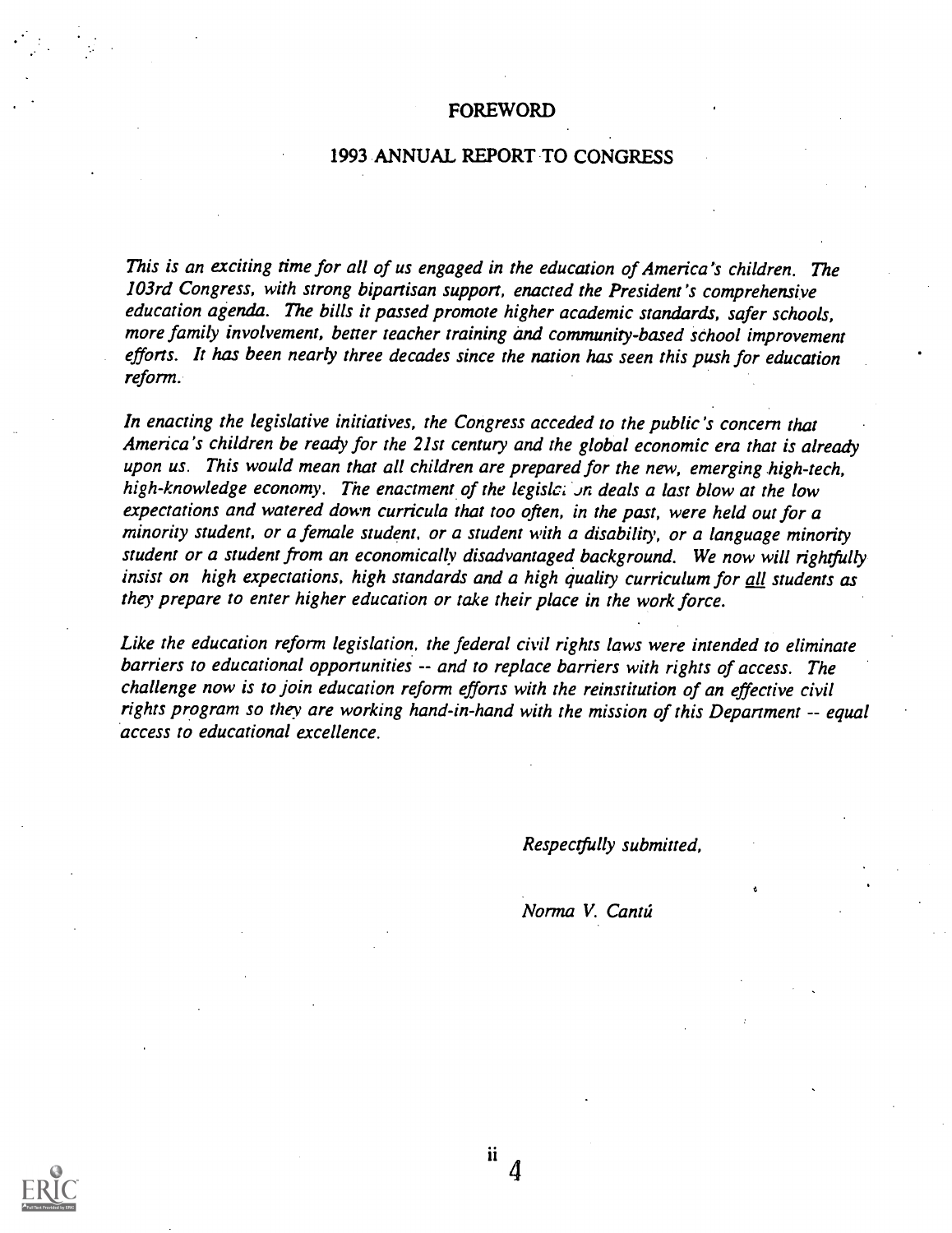# FOREWORD

## 1993 ANNUAL REPORT TO CONGRESS

*This is an exciting time for all of us engaged in the education of America's children. The 103rd Congress, with strong bipartisan support, enacted the President's comprehensive education agenda. The bills it passed promote higher academic standards, safer schools, more family involvement, better teacher training and community-based school improvement efforts. It has been nearly three decades since the nation has seen this push for education reform.*

*In enacting the legislative initiatives, the Congress acceded to the public's concern that America's children be ready for the 21st century and the global economic era that is already upon us. This would mean that all children are prepared for the new, emerging high-tech, high-knowledge economy. The enactment of the legislation deals a last blow at the low expectations and watered down curricula that too often, in the past, were held out for a minority student, or a female student, or a student with a disability, or a language minority student or a student from an economically disadvantaged background. We now will rightfully insist on high expectations, high standards and a high quality curriculum for all students as they prepare to enter higher education or take their place in the work force.*

*Like the education reform legislation, the federal civil rights laws were intended to eliminate barriers to educational opportunities -- and to replace barriers with rights of access. The challenge now is to join education reform efforts with the reinstitution of an effective civil rights program so they are working hand-in-hand with the mission of this Department -- equal access to educational excellence.*

*Respectfully submitted,*

*Norma V. Cantú*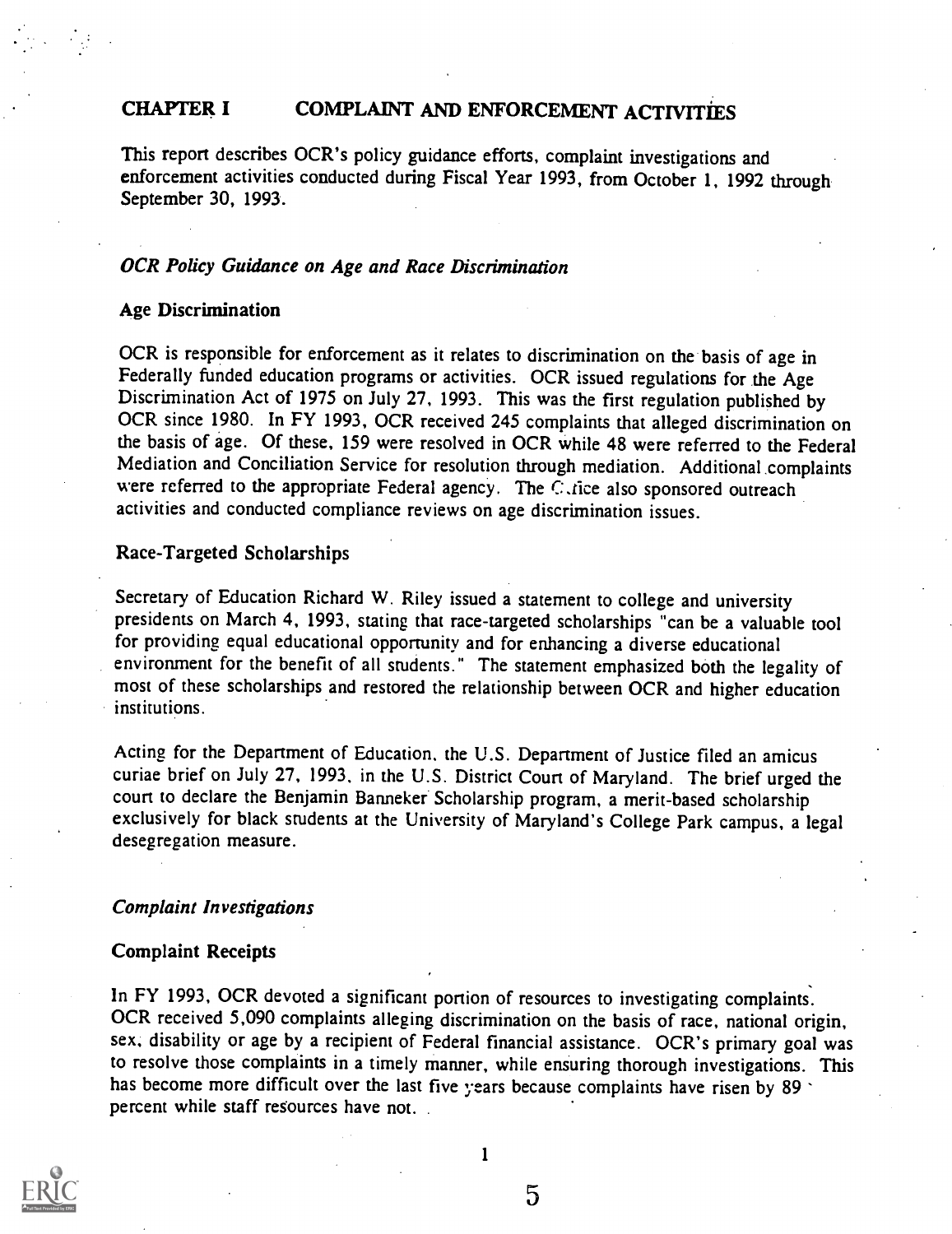# CHAPTER I COMPLAINT AND ENFORCEMENT ACTIVITIES

This report describes OCR's policy guidance efforts, complaint investigations and enforcement activities conducted during Fiscal Year 1993, from October 1, 1992 through September 30, 1993.

## *OCR Policy Guidance on Age and Race Discrimination*

### Age Discrimination

OCR is responsible for enforcement as it relates to discrimination on the basis of age in Federally funded education programs or activities. OCR issued regulations for the Age Discrimination Act of 1975 on July 27, 1993. This was the first regulation published by OCR since 1980. In FY 1993, OCR received 245 complaints that alleged discrimination on the basis of age. Of these, 159 were resolved in OCR while 48 were referred to the Federal Mediation and Conciliation Service for resolution through mediation. Additional complaints were referred to the appropriate Federal agency. The Office also sponsored outreach activities and conducted compliance reviews on age discrimination issues.

### Race-Targeted Scholarships

Secretary of Education Richard W. Riley issued a statement to college and university presidents on March 4, 1993, stating that race-targeted scholarships "can be a valuable tool for providing equal educational opportunity and for enhancing a diverse educational environment for the benefit of all students." The statement emphasized both the legality of most of these scholarships and restored the relationship between OCR and higher education institutions.

Acting for the Department of Education, the U.S. Department of Justice filed an amicus curiae brief on July 27, 1993, in the U.S. District Court of Maryland. The brief urged the court to declare the Benjamin Banneker Scholarship program, a merit-based scholarship exclusively for black students at the University of Maryland's College Park campus, a legal desegregation measure.

## *Complaint Investigations*

### Complaint Receipts

In FY 1993, OCR devoted a significant portion of resources to investigating complaints. OCR received 5,090 complaints alleging discrimination on the basis of race, national origin, sex, disability or age by a recipient of Federal financial assistance. OCR's primary goal was to resolve those complaints in a timely manner, while ensuring thorough investigations. This has become more difficult over the last five years because complaints have risen by 89 percent while staff resources have not.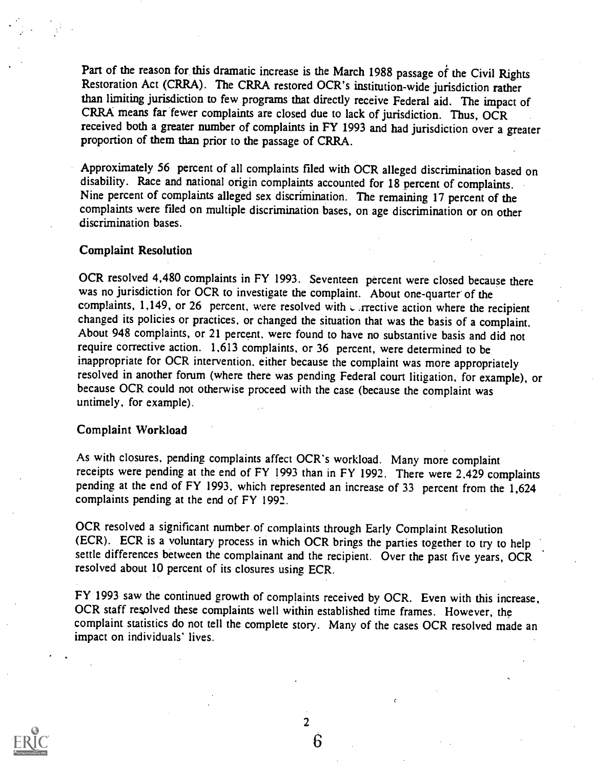Part of the reason for this dramatic increase is the March 1988 passage of the Civil Rights Restoration Act (CRRA). The CRRA restored OCR's institution-wide jurisdiction rather than limiting jurisdiction to few programs that directly receive Federal aid. The impact of CRRA means far fewer complaints are closed due to lack of jurisdiction. Thus, OCR received both a greater number of complaints in FY 1993 and had jurisdiction over a greater proportion of them than prior to the passage of CRRA.

Approximately 56 percent of all complaints filed with OCR alleged discrimination based on disability. Race and national origin complaints accounted for 18 percent of complaints. Nine percent of complaints alleged sex discrimination. The remaining 17 percent of the complaints were filed on multiple discrimination bases, on age discrimination or on other discrimination bases.

### Complaint Resolution

OCR resolved 4,480 complaints in FY 1993. Seventeen percent were closed because there was no jurisdiction for OCR to investigate the complaint. About one-quarter of the complaints, 1,149, or 26 percent, were resolved with corrective action where the recipient changed its policies or practices, or changed the situation that was the basis of a complaint. About 948 complaints, or 21 percent, were found to have no substantive basis and did not require corrective action. 1,613 complaints, or 36 percent, were determined to be inappropriate for OCR intervention, either because the complaint was more appropriately resolved in another forum (where there was pending Federal court litigation, for example), or because OCR could not otherwise proceed with the case (because the complaint was untimely, for example).

### Complaint Workload

As with closures, pending complaints affect OCR's workload. Many more complaint receipts were pending at the end of FY 1993 than in FY 1992. There were 2,429 complaints pending at the end of FY 1993, which represented an increase of 33 percent from the 1,624 complaints pending at the end of FY 1992.

OCR resolved a significant number of complaints through Early Complaint Resolution (ECR). ECR is a voluntary process in which OCR brings the parties together to try to help settle differences between the complainant and the recipient. Over the past five years, OCR resolved about 10 percent of its closures using ECR.

FY 1993 saw the continued growth of complaints received by OCR. Even with this increase, OCR staff resolved these complaints well within established time frames. However, the complaint statistics do not tell the complete story. Many of the cases OCR resolved made an impact on individuals' lives.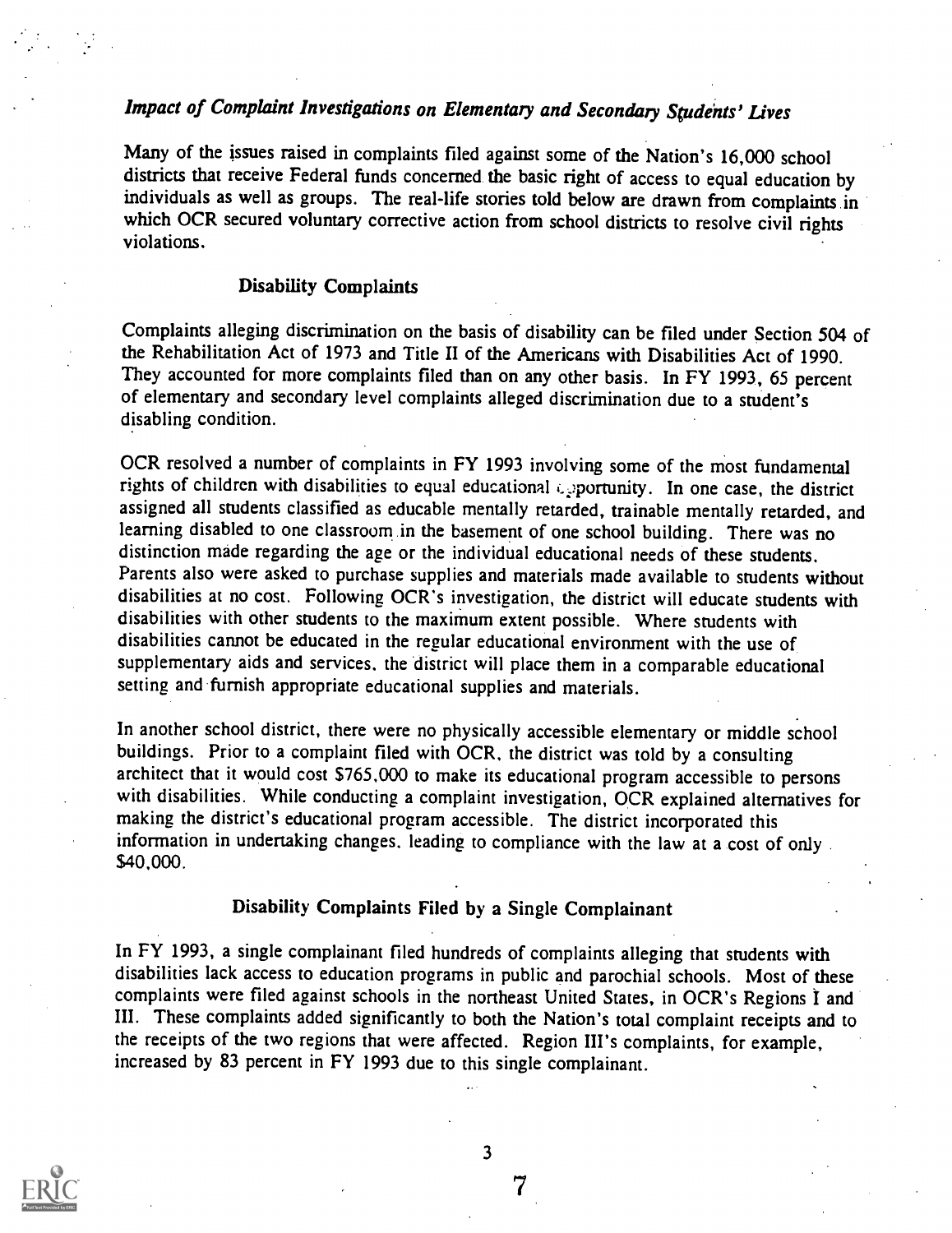## *Impact of Complaint Investigations on Elementary and Secondary Students' Lives*

Many of the issues raised in complaints filed against some of the Nation's 16,000 school districts that receive Federal funds concerned the basic right of access to equal education by individuals as well as groups. The real-life stories told below are drawn from complaints in which OCR secured voluntary corrective action from school districts to resolve civil rights violations.

### Disability Complaints

Complaints alleging discrimination on the basis of disability can be filed under Section 504 of the Rehabilitation Act of 1973 and Title II of the Americans with Disabilities Act of 1990. They accounted for more complaints filed than on any other basis. In FY 1993, 65 percent of elementary and secondary level complaints alleged discrimination due to a student's disabling condition.

OCR resolved a number of complaints in FY 1993 involving some of the most fundamental rights of children with disabilities to equal educational opportunity. In one case, the district assigned all students classified as educable mentally retarded, trainable mentally retarded, and learning disabled to one classroom in the basement of one school building. There was no distinction made regarding the age or the individual educational needs of these students. Parents also were asked to purchase supplies and materials made available to students without disabilities at no cost. Following OCR's investigation, the district will educate students with disabilities with other students to the maximum extent possible. Where students with disabilities cannot be educated in the regular educational environment with the use of supplementary aids and services, the district will place them in a comparable educational setting and furnish appropriate educational supplies and materials.

In another school district, there were no physically accessible elementary or middle school buildings. Prior to a complaint filed with OCR, the district was told by a consulting architect that it would cost $765,000 to make its educational program accessible to persons with disabilities. While conducting a complaint investigation, OCR explained alternatives for making the district's educational program accessible. The district incorporated this information in undertaking changes, leading to compliance with the law at a cost of only $40,000.

### Disability Complaints Filed by a Single Complainant

In FY 1993, a single complainant filed hundreds of complaints alleging that students with disabilities lack access to education programs in public and parochial schools. Most of these complaints were filed against schools in the northeast United States, in OCR's Regions I and III. These complaints added significantly to both the Nation's total complaint receipts and to the receipts of the two regions that were affected. Region III's complaints, for example, increased by 83 percent in FY 1993 due to this single complainant.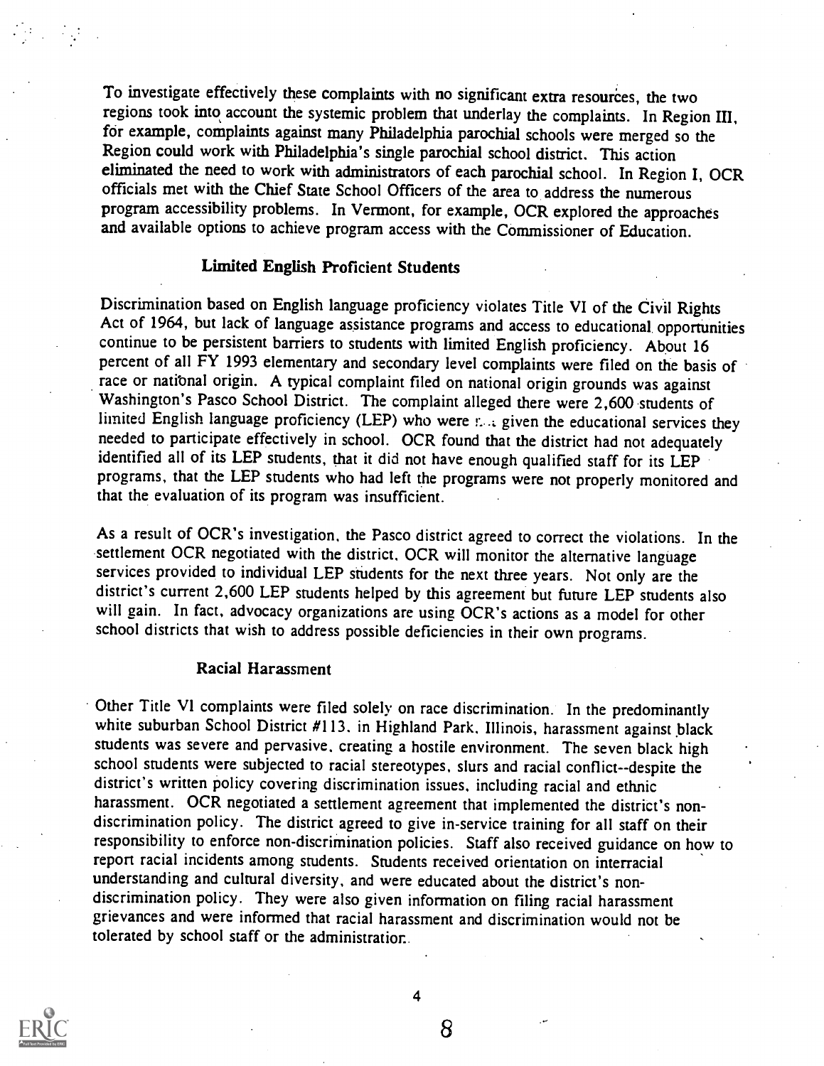To investigate effectively these complaints with no significant extra resources, the two regions took into account the systemic problem that underlay the complaints. In Region III, for example, complaints against many Philadelphia parochial schools were merged so the Region could work with Philadelphia's single parochial school district. This action eliminated the need to work with administrators of each parochial school. In Region I, OCR officials met with the Chief State School Officers of the area to address the numerous program accessibility problems. In Vermont, for example, OCR explored the approaches and available options to achieve program access with the Commissioner of Education.

### Limited English Proficient Students

Discrimination based on English language proficiency violates Title VI of the Civil Rights Act of 1964, but lack of language assistance programs and access to educational opportunities continue to be persistent barriers to students with limited English proficiency. About 16 percent of all FY 1993 elementary and secondary level complaints were filed on the basis of race or national origin. A typical complaint filed on national origin grounds was against Washington's Pasco School District. The complaint alleged there were 2,600 students of limited English language proficiency (LEP) who were not given the educational services they needed to participate effectively in school. OCR found that the district had not adequately identified all of its LEP students, that it did not have enough qualified staff for its LEP programs, that the LEP students who had left the programs were not properly monitored and that the evaluation of its program was insufficient.

As a result of OCR's investigation, the Pasco district agreed to correct the violations. In the settlement OCR negotiated with the district, OCR will monitor the alternative language services provided to individual LEP students for the next three years. Not only are the district's current 2,600 LEP students helped by this agreement but future LEP students also will gain. In fact, advocacy organizations are using OCR's actions as a model for other school districts that wish to address possible deficiencies in their own programs.

### Racial Harassment

Other Title VI complaints were filed solely on race discrimination. In the predominantly white suburban School District #113, in Highland Park, Illinois, harassment against black students was severe and pervasive, creating a hostile environment. The seven black high school students were subjected to racial stereotypes, slurs and racial conflict--despite the district's written policy covering discrimination issues, including racial and ethnic harassment. OCR negotiated a settlement agreement that implemented the district's non-discrimination policy. The district agreed to give in-service training for all staff on their responsibility to enforce non-discrimination policies. Staff also received guidance on how to report racial incidents among students. Students received orientation on interracial understanding and cultural diversity, and were educated about the district's non-discrimination policy. They were also given information on filing racial harassment grievances and were informed that racial harassment and discrimination would not be tolerated by school staff or the administration.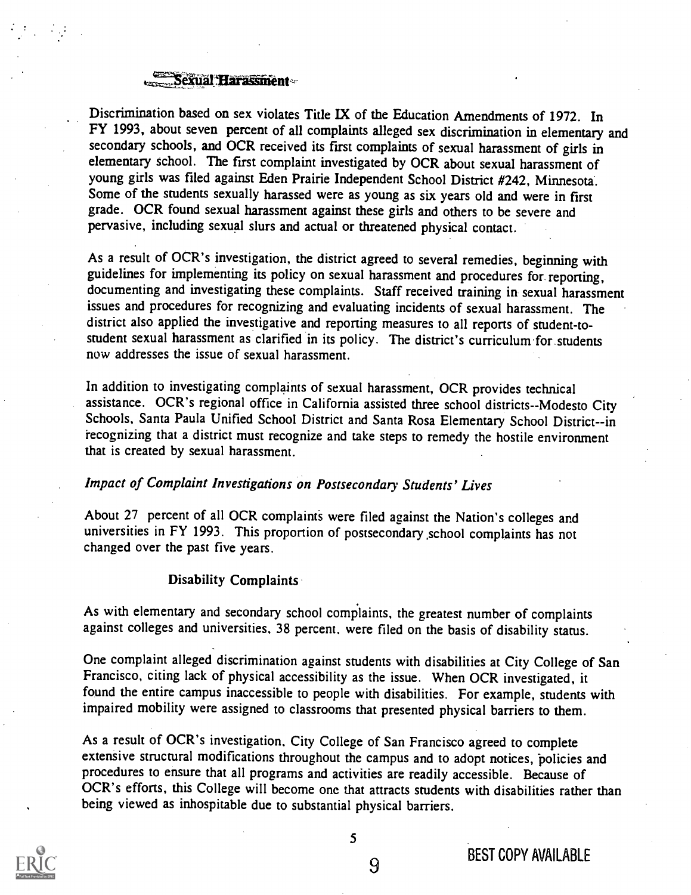### Sexual Harassment

Discrimination based on sex violates Title IX of the Education Amendments of 1972. In FY 1993, about seven percent of all complaints alleged sex discrimination in elementary and secondary schools, and OCR received its first complaints of sexual harassment of girls in elementary school. The first complaint investigated by OCR about sexual harassment of young girls was filed against Eden Prairie Independent School District #242, Minnesota. Some of the students sexually harassed were as young as six years old and were in first grade. OCR found sexual harassment against these girls and others to be severe and pervasive, including sexual slurs and actual or threatened physical contact.

As a result of OCR's investigation, the district agreed to several remedies, beginning with guidelines for implementing its policy on sexual harassment and procedures for reporting, documenting and investigating these complaints. Staff received training in sexual harassment issues and procedures for recognizing and evaluating incidents of sexual harassment. The district also applied the investigative and reporting measures to all reports of student-to-student sexual harassment as clarified in its policy. The district's curriculum for students now addresses the issue of sexual harassment.

In addition to investigating complaints of sexual harassment, OCR provides technical assistance. OCR's regional office in California assisted three school districts--Modesto City Schools, Santa Paula Unified School District and Santa Rosa Elementary School District--in recognizing that a district must recognize and take steps to remedy the hostile environment that is created by sexual harassment.

*Impact of Complaint Investigations on Postsecondary Students' Lives*

About 27 percent of all OCR complaints were filed against the Nation's colleges and universities in FY 1993. This proportion of postsecondary school complaints has not changed over the past five years.

#### Disability Complaints

As with elementary and secondary school complaints, the greatest number of complaints against colleges and universities, 38 percent, were filed on the basis of disability status.

One complaint alleged discrimination against students with disabilities at City College of San Francisco, citing lack of physical accessibility as the issue. When OCR investigated, it found the entire campus inaccessible to people with disabilities. For example, students with impaired mobility were assigned to classrooms that presented physical barriers to them.

As a result of OCR's investigation, City College of San Francisco agreed to complete extensive structural modifications throughout the campus and to adopt notices, policies and procedures to ensure that all programs and activities are readily accessible. Because of OCR's efforts, this College will become one that attracts students with disabilities rather than being viewed as inhospitable due to substantial physical barriers.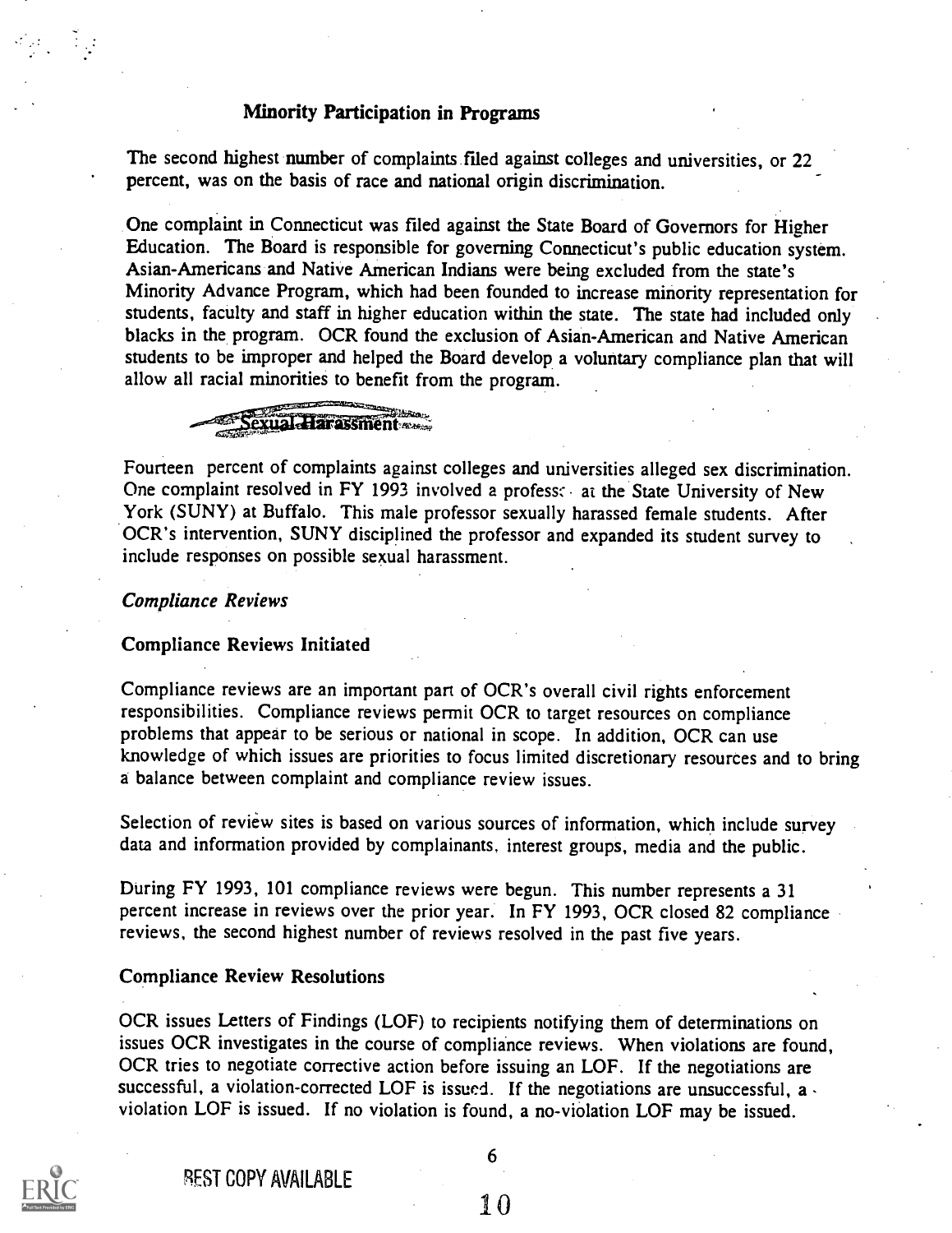### Minority Participation in Programs

The second highest number of complaints filed against colleges and universities, or 22 percent, was on the basis of race and national origin discrimination.

One complaint in Connecticut was filed against the State Board of Governors for Higher Education. The Board is responsible for governing Connecticut's public education system. Asian-Americans and Native American Indians were being excluded from the state's Minority Advance Program, which had been founded to increase minority representation for students, faculty and staff in higher education within the state. The state had included only blacks in the program. OCR found the exclusion of Asian-American and Native American students to be improper and helped the Board develop a voluntary compliance plan that will allow all racial minorities to benefit from the program.

### Sexual Harassment

Fourteen percent of complaints against colleges and universities alleged sex discrimination. One complaint resolved in FY 1993 involved a professor at the State University of New York (SUNY) at Buffalo. This male professor sexually harassed female students. After OCR's intervention, SUNY disciplined the professor and expanded its student survey to include responses on possible sexual harassment.

*Compliance Reviews*

### Compliance Reviews Initiated

Compliance reviews are an important part of OCR's overall civil rights enforcement responsibilities. Compliance reviews permit OCR to target resources on compliance problems that appear to be serious or national in scope. In addition, OCR can use knowledge of which issues are priorities to focus limited discretionary resources and to bring a balance between complaint and compliance review issues.

Selection of review sites is based on various sources of information, which include survey data and information provided by complainants, interest groups, media and the public.

During FY 1993, 101 compliance reviews were begun. This number represents a 31 percent increase in reviews over the prior year. In FY 1993, OCR closed 82 compliance reviews, the second highest number of reviews resolved in the past five years.

### Compliance Review Resolutions

OCR issues Letters of Findings (LOF) to recipients notifying them of determinations on issues OCR investigates in the course of compliance reviews. When violations are found, OCR tries to negotiate corrective action before issuing an LOF. If the negotiations are successful, a violation-corrected LOF is issued. If the negotiations are unsuccessful, a violation LOF is issued. If no violation is found, a no-violation LOF may be issued.

BEST COPY AVAILABLE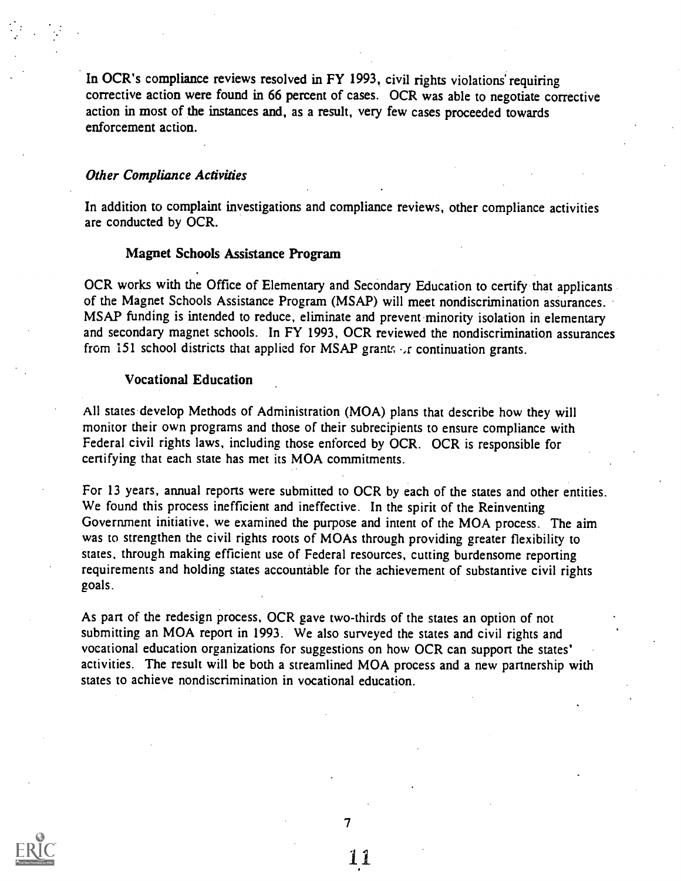In OCR's compliance reviews resolved in FY 1993, civil rights violations requiring corrective action were found in 66 percent of cases. OCR was able to negotiate corrective action in most of the instances and, as a result, very few cases proceeded towards enforcement action.

### *Other Compliance Activities*

In addition to complaint investigations and compliance reviews, other compliance activities are conducted by OCR.

#### Magnet Schools Assistance Program

OCR works with the Office of Elementary and Secondary Education to certify that applicants of the Magnet Schools Assistance Program (MSAP) will meet nondiscrimination assurances. MSAP funding is intended to reduce, eliminate and prevent minority isolation in elementary and secondary magnet schools. In FY 1993, OCR reviewed the nondiscrimination assurances from 151 school districts that applied for MSAP grants or continuation grants.

#### Vocational Education

All states develop Methods of Administration (MOA) plans that describe how they will monitor their own programs and those of their subrecipients to ensure compliance with Federal civil rights laws, including those enforced by OCR. OCR is responsible for certifying that each state has met its MOA commitments.

For 13 years, annual reports were submitted to OCR by each of the states and other entities. We found this process inefficient and ineffective. In the spirit of the Reinventing Government initiative, we examined the purpose and intent of the MOA process. The aim was to strengthen the civil rights roots of MOAs through providing greater flexibility to states, through making efficient use of Federal resources, cutting burdensome reporting requirements and holding states accountable for the achievement of substantive civil rights goals.

As part of the redesign process, OCR gave two-thirds of the states an option of not submitting an MOA report in 1993. We also surveyed the states and civil rights and vocational education organizations for suggestions on how OCR can support the states' activities. The result will be both a streamlined MOA process and a new partnership with states to achieve nondiscrimination in vocational education.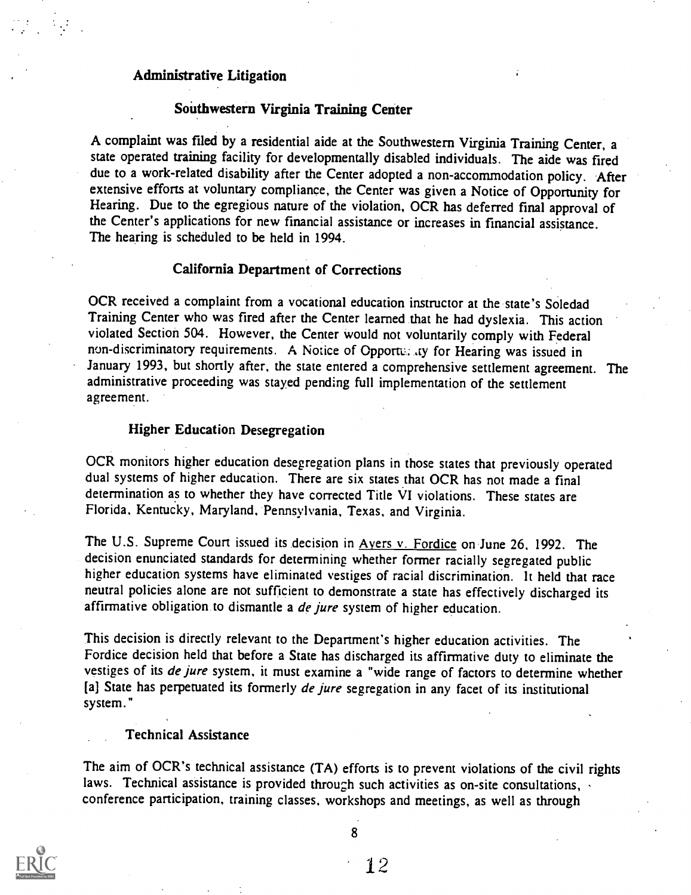## Administrative Litigation

### Southwestern Virginia Training Center

A complaint was filed by a residential aide at the Southwestern Virginia Training Center, a state operated training facility for developmentally disabled individuals. The aide was fired due to a work-related disability after the Center adopted a non-accommodation policy. After extensive efforts at voluntary compliance, the Center was given a Notice of Opportunity for Hearing. Due to the egregious nature of the violation, OCR has deferred final approval of the Center's applications for new financial assistance or increases in financial assistance. The hearing is scheduled to be held in 1994.

### California Department of Corrections

OCR received a complaint from a vocational education instructor at the state's Soledad Training Center who was fired after the Center learned that he had dyslexia. This action violated Section 504. However, the Center would not voluntarily comply with Federal non-discriminatory requirements. A Notice of Opportunity for Hearing was issued in January 1993, but shortly after, the state entered a comprehensive settlement agreement. The administrative proceeding was stayed pending full implementation of the settlement agreement.

## Higher Education Desegregation

OCR monitors higher education desegregation plans in those states that previously operated dual systems of higher education. There are six states that OCR has not made a final determination as to whether they have corrected Title VI violations. These states are Florida, Kentucky, Maryland, Pennsylvania, Texas, and Virginia.

The U.S. Supreme Court issued its decision in Ayers v. Fordice on June 26, 1992. The decision enunciated standards for determining whether former racially segregated public higher education systems have eliminated vestiges of racial discrimination. It held that race neutral policies alone are not sufficient to demonstrate a state has effectively discharged its affirmative obligation to dismantle a *de jure* system of higher education.

This decision is directly relevant to the Department's higher education activities. The Fordice decision held that before a State has discharged its affirmative duty to eliminate the vestiges of its *de jure* system, it must examine a "wide range of factors to determine whether [a] State has perpetuated its formerly *de jure* segregation in any facet of its institutional system."

## Technical Assistance

The aim of OCR's technical assistance (TA) efforts is to prevent violations of the civil rights laws. Technical assistance is provided through such activities as on-site consultations, conference participation, training classes, workshops and meetings, as well as through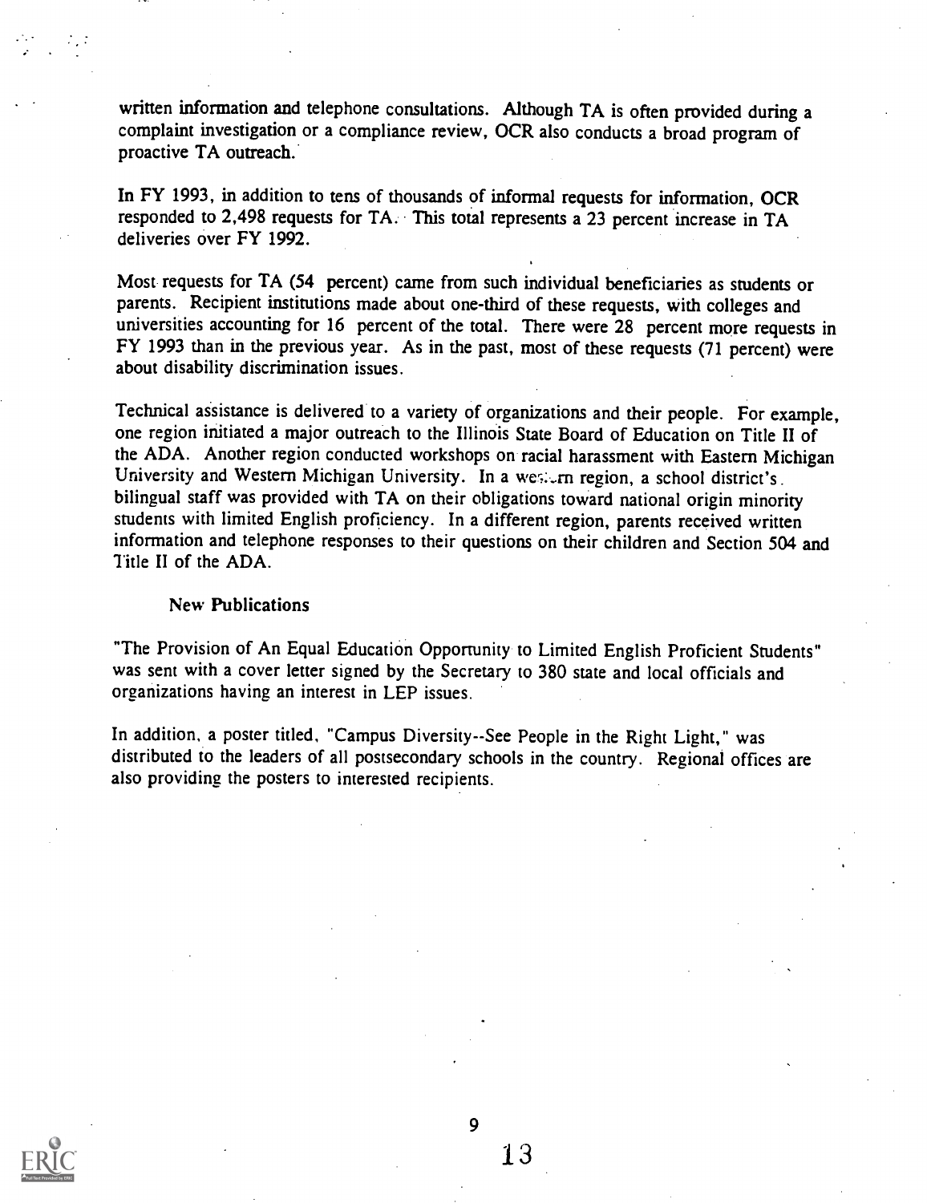written information and telephone consultations. Although TA is often provided during a complaint investigation or a compliance review, OCR also conducts a broad program of proactive TA outreach.

In FY 1993, in addition to tens of thousands of informal requests for information, OCR responded to 2,498 requests for TA. This total represents a 23 percent increase in TA deliveries over FY 1992.

Most requests for TA (54 percent) came from such individual beneficiaries as students or parents. Recipient institutions made about one-third of these requests, with colleges and universities accounting for 16 percent of the total. There were 28 percent more requests in FY 1993 than in the previous year. As in the past, most of these requests (71 percent) were about disability discrimination issues.

Technical assistance is delivered to a variety of organizations and their people. For example, one region initiated a major outreach to the Illinois State Board of Education on Title II of the ADA. Another region conducted workshops on racial harassment with Eastern Michigan University and Western Michigan University. In a western region, a school district's bilingual staff was provided with TA on their obligations toward national origin minority students with limited English proficiency. In a different region, parents received written information and telephone responses to their questions on their children and Section 504 and Title II of the ADA.

### New Publications

"The Provision of An Equal Education Opportunity to Limited English Proficient Students" was sent with a cover letter signed by the Secretary to 380 state and local officials and organizations having an interest in LEP issues.

In addition, a poster titled, "Campus Diversity--See People in the Right Light," was distributed to the leaders of all postsecondary schools in the country. Regional offices are also providing the posters to interested recipients.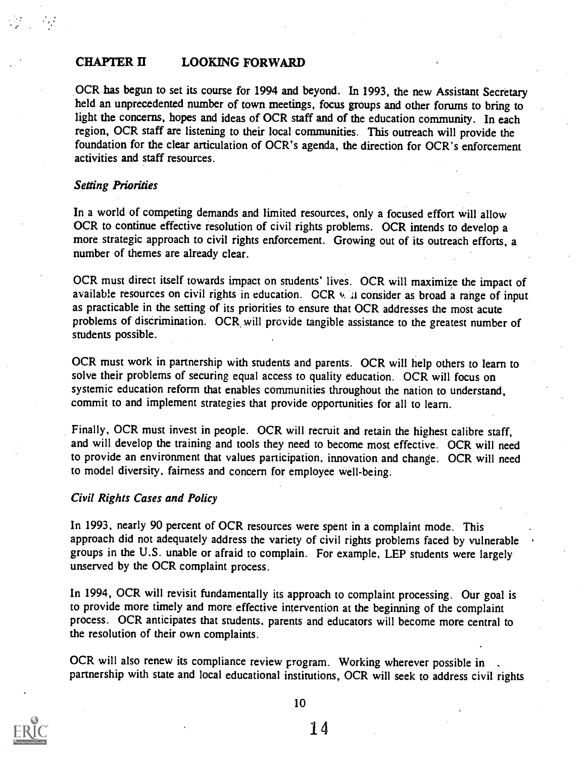## CHAPTER II LOOKING FORWARD

OCR has begun to set its course for 1994 and beyond. In 1993, the new Assistant Secretary held an unprecedented number of town meetings, focus groups and other forums to bring to light the concerns, hopes and ideas of OCR staff and of the education community. In each region, OCR staff are listening to their local communities. This outreach will provide the foundation for the clear articulation of OCR's agenda, the direction for OCR's enforcement activities and staff resources.

### *Setting Priorities*

In a world of competing demands and limited resources, only a focused effort will allow OCR to continue effective resolution of civil rights problems. OCR intends to develop a more strategic approach to civil rights enforcement. Growing out of its outreach efforts, a number of themes are already clear.

OCR must direct itself towards impact on students' lives. OCR will maximize the impact of available resources on civil rights in education. OCR will consider as broad a range of input as practicable in the setting of its priorities to ensure that OCR addresses the most acute problems of discrimination. OCR will provide tangible assistance to the greatest number of students possible.

OCR must work in partnership with students and parents. OCR will help others to learn to solve their problems of securing equal access to quality education. OCR will focus on systemic education reform that enables communities throughout the nation to understand, commit to and implement strategies that provide opportunities for all to learn.

Finally, OCR must invest in people. OCR will recruit and retain the highest calibre staff, and will develop the training and tools they need to become most effective. OCR will need to provide an environment that values participation, innovation and change. OCR will need to model diversity, fairness and concern for employee well-being.

### *Civil Rights Cases and Policy*

In 1993, nearly 90 percent of OCR resources were spent in a complaint mode. This approach did not adequately address the variety of civil rights problems faced by vulnerable groups in the U.S. unable or afraid to complain. For example, LEP students were largely unserved by the OCR complaint process.

In 1994, OCR will revisit fundamentally its approach to complaint processing. Our goal is to provide more timely and more effective intervention at the beginning of the complaint process. OCR anticipates that students, parents and educators will become more central to the resolution of their own complaints.

OCR will also renew its compliance review program. Working wherever possible in partnership with state and local educational institutions, OCR will seek to address civil rights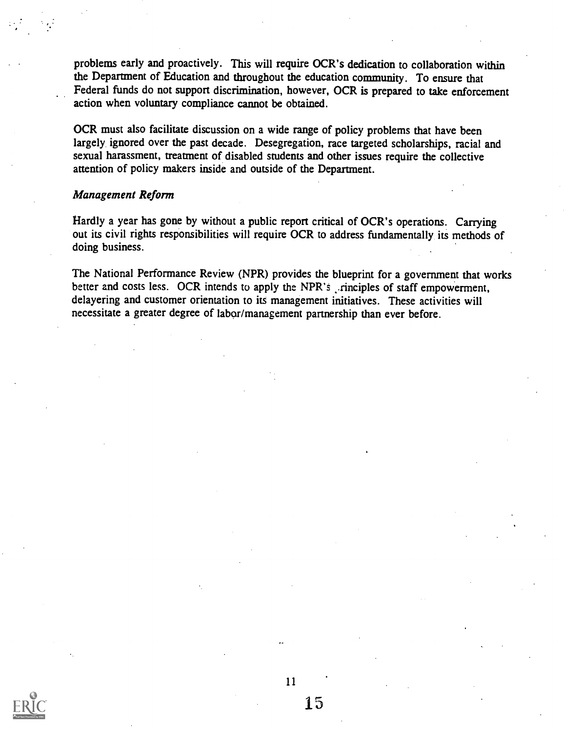problems early and proactively. This will require OCR's dedication to collaboration within the Department of Education and throughout the education community. To ensure that Federal funds do not support discrimination, however, OCR is prepared to take enforcement action when voluntary compliance cannot be obtained.

OCR must also facilitate discussion on a wide range of policy problems that have been largely ignored over the past decade. Desegregation, race targeted scholarships, racial and sexual harassment, treatment of disabled students and other issues require the collective attention of policy makers inside and outside of the Department.

### *Management Reform*

Hardly a year has gone by without a public report critical of OCR's operations. Carrying out its civil rights responsibilities will require OCR to address fundamentally its methods of doing business.

The National Performance Review (NPR) provides the blueprint for a government that works better and costs less. OCR intends to apply the NPR's principles of staff empowerment, delayering and customer orientation to its management initiatives. These activities will necessitate a greater degree of labor/management partnership than ever before.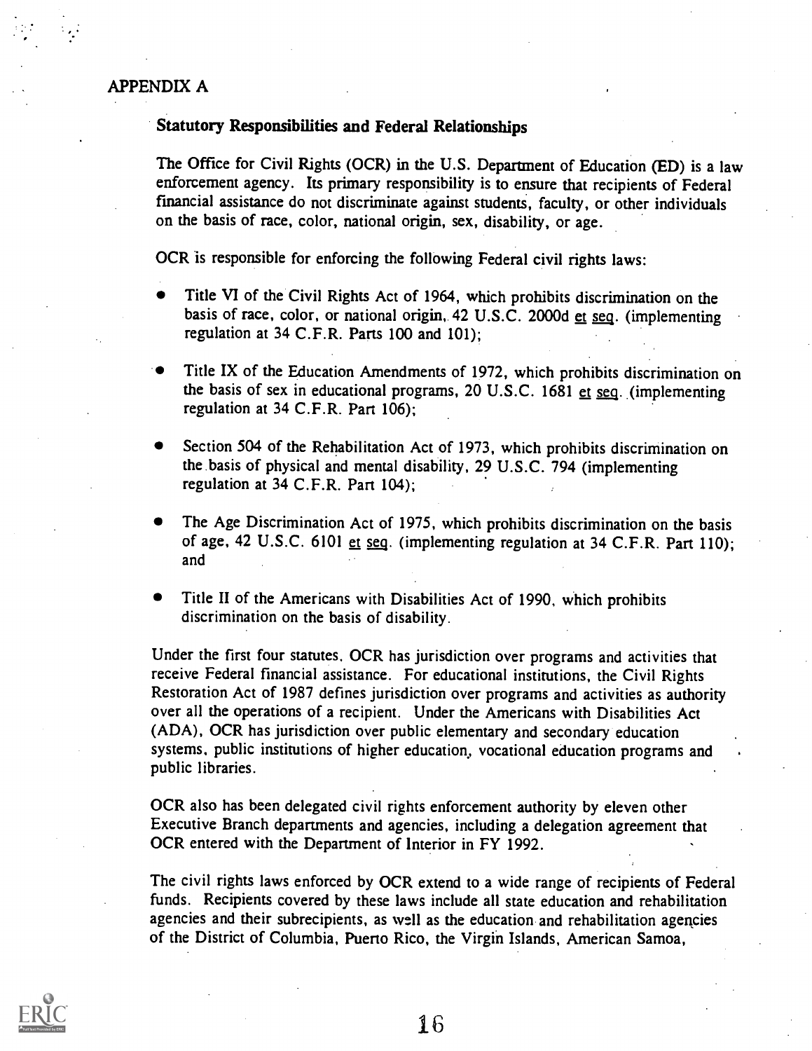# APPENDIX A

## Statutory Responsibilities and Federal Relationships

The Office for Civil Rights (OCR) in the U.S. Department of Education (ED) is a law enforcement agency. Its primary responsibility is to ensure that recipients of Federal financial assistance do not discriminate against students, faculty, or other individuals on the basis of race, color, national origin, sex, disability, or age.

OCR is responsible for enforcing the following Federal civil rights laws:

- Title VI of the Civil Rights Act of 1964, which prohibits discrimination on the basis of race, color, or national origin, 42 U.S.C. 2000d et seq. (implementing regulation at 34 C.F.R. Parts 100 and 101);
- Title IX of the Education Amendments of 1972, which prohibits discrimination on the basis of sex in educational programs, 20 U.S.C. 1681 et seq. (implementing regulation at 34 C.F.R. Part 106);
- Section 504 of the Rehabilitation Act of 1973, which prohibits discrimination on the basis of physical and mental disability, 29 U.S.C. 794 (implementing regulation at 34 C.F.R. Part 104);
- The Age Discrimination Act of 1975, which prohibits discrimination on the basis of age, 42 U.S.C. 6101 et seq. (implementing regulation at 34 C.F.R. Part 110); and
- Title II of the Americans with Disabilities Act of 1990, which prohibits discrimination on the basis of disability.

Under the first four statutes, OCR has jurisdiction over programs and activities that receive Federal financial assistance. For educational institutions, the Civil Rights Restoration Act of 1987 defines jurisdiction over programs and activities as authority over all the operations of a recipient. Under the Americans with Disabilities Act (ADA), OCR has jurisdiction over public elementary and secondary education systems, public institutions of higher education, vocational education programs and public libraries.

OCR also has been delegated civil rights enforcement authority by eleven other Executive Branch departments and agencies, including a delegation agreement that OCR entered with the Department of Interior in FY 1992.

The civil rights laws enforced by OCR extend to a wide range of recipients of Federal funds. Recipients covered by these laws include all state education and rehabilitation agencies and their subrecipients, as well as the education and rehabilitation agencies of the District of Columbia, Puerto Rico, the Virgin Islands, American Samoa,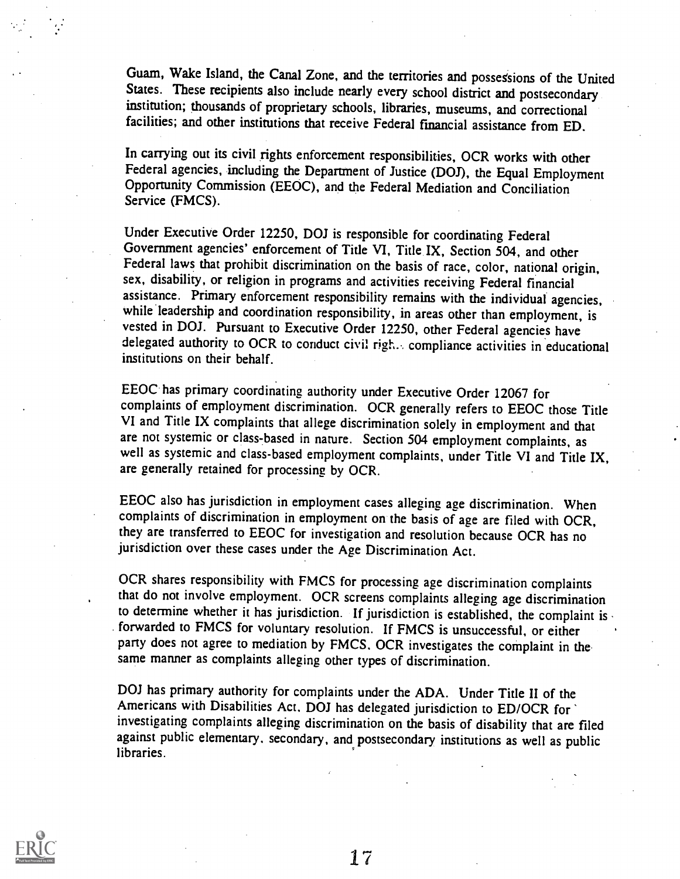Guam, Wake Island, the Canal Zone, and the territories and possessions of the United States. These recipients also include nearly every school district and postsecondary institution; thousands of proprietary schools, libraries, museums, and correctional facilities; and other institutions that receive Federal financial assistance from ED.

In carrying out its civil rights enforcement responsibilities, OCR works with other Federal agencies, including the Department of Justice (DOJ), the Equal Employment Opportunity Commission (EEOC), and the Federal Mediation and Conciliation Service (FMCS).

Under Executive Order 12250, DOJ is responsible for coordinating Federal Government agencies' enforcement of Title VI, Title IX, Section 504, and other Federal laws that prohibit discrimination on the basis of race, color, national origin, sex, disability, or religion in programs and activities receiving Federal financial assistance. Primary enforcement responsibility remains with the individual agencies, while leadership and coordination responsibility, in areas other than employment, is vested in DOJ. Pursuant to Executive Order 12250, other Federal agencies have delegated authority to OCR to conduct civil rights compliance activities in educational institutions on their behalf.

EEOC has primary coordinating authority under Executive Order 12067 for complaints of employment discrimination. OCR generally refers to EEOC those Title VI and Title IX complaints that allege discrimination solely in employment and that are not systemic or class-based in nature. Section 504 employment complaints, as well as systemic and class-based employment complaints, under Title VI and Title IX, are generally retained for processing by OCR.

EEOC also has jurisdiction in employment cases alleging age discrimination. When complaints of discrimination in employment on the basis of age are filed with OCR, they are transferred to EEOC for investigation and resolution because OCR has no jurisdiction over these cases under the Age Discrimination Act.

OCR shares responsibility with FMCS for processing age discrimination complaints that do not involve employment. OCR screens complaints alleging age discrimination to determine whether it has jurisdiction. If jurisdiction is established, the complaint is forwarded to FMCS for voluntary resolution. If FMCS is unsuccessful, or either party does not agree to mediation by FMCS, OCR investigates the complaint in the same manner as complaints alleging other types of discrimination.

DOJ has primary authority for complaints under the ADA. Under Title II of the Americans with Disabilities Act, DOJ has delegated jurisdiction to ED/OCR for investigating complaints alleging discrimination on the basis of disability that are filed against public elementary, secondary, and postsecondary institutions as well as public libraries.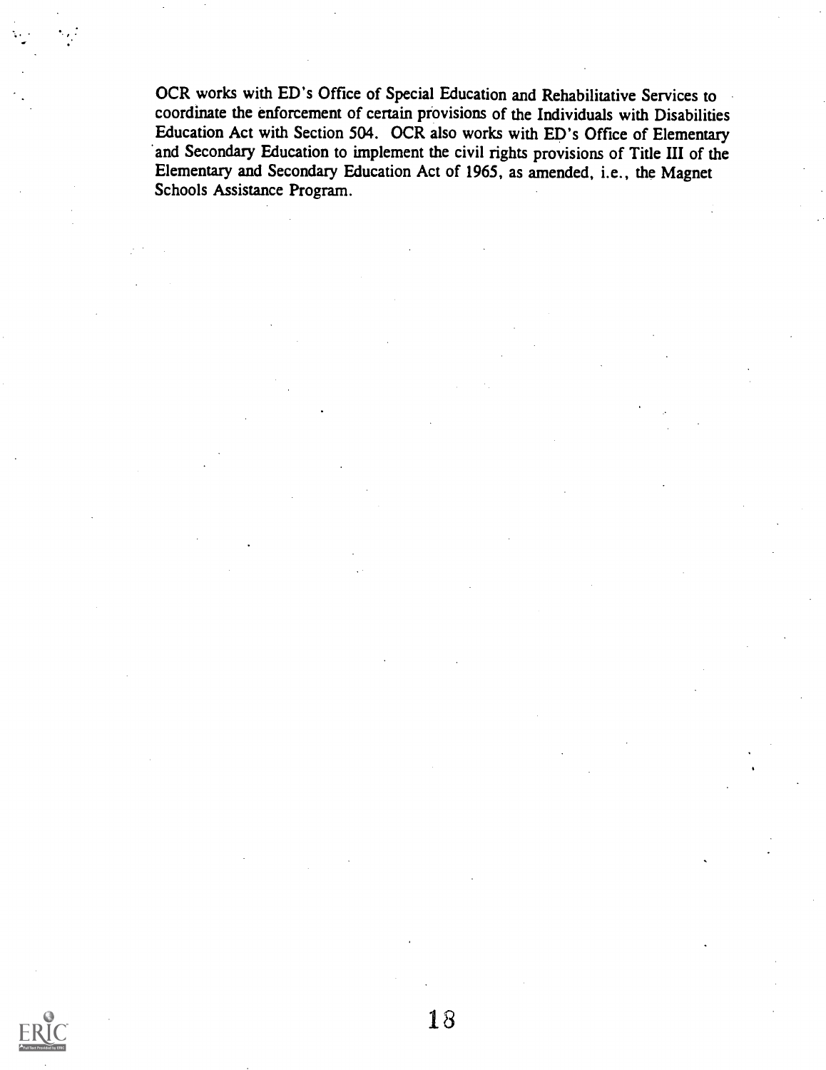OCR works with ED's Office of Special Education and Rehabilitative Services to coordinate the enforcement of certain provisions of the Individuals with Disabilities Education Act with Section 504. OCR also works with ED's Office of Elementary and Secondary Education to implement the civil rights provisions of Title III of the Elementary and Secondary Education Act of 1965, as amended, i.e., the Magnet Schools Assistance Program.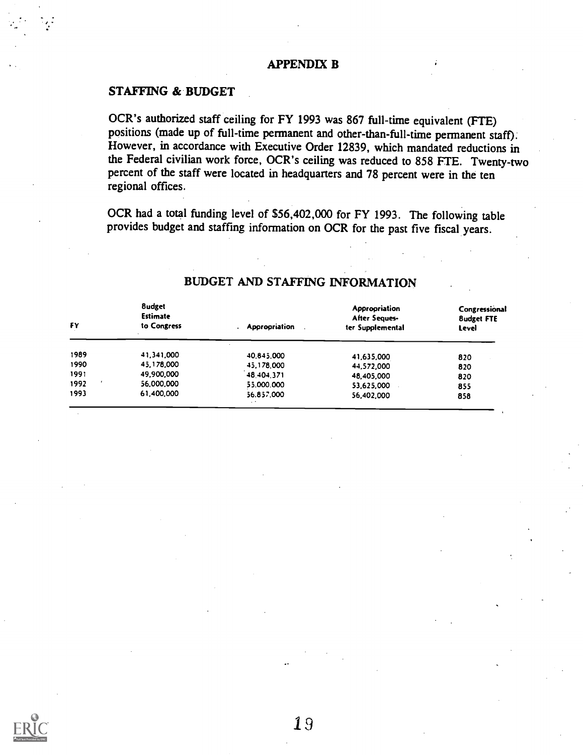# APPENDIX B

## STAFFING & BUDGET

OCR's authorized staff ceiling for FY 1993 was 867 full-time equivalent (FTE) positions (made up of full-time permanent and other-than-full-time permanent staff). However, in accordance with Executive Order 12839, which mandated reductions in the Federal civilian work force, OCR's ceiling was reduced to 858 FTE. Twenty-two percent of the staff were located in headquarters and 78 percent were in the ten regional offices.

OCR had a total funding level of $56,402,000 for FY 1993. The following table provides budget and staffing information on OCR for the past five fiscal years.

### BUDGET AND STAFFING INFORMATION

| FY | Budget Estimate to Congress | Appropriation | Appropriation After Sequester Supplemental | Congressional Budget FTE Level |
|---|---|---|---|---|
| 1989 | 41,341,000 | 40,845,000 | 41,635,000 | 820 |
| 1990 | 45,178,000 | 45,178,000 | 44,572,000 | 820 |
| 1991 | 49,900,000 | 48,404,371 | 48,405,000 | 820 |
| 1992 | 56,000,000 | 55,000,000 | 53,625,000 | 855 |
| 1993 | 61,400,000 | 56,857,000 | 56,402,000 | 858 |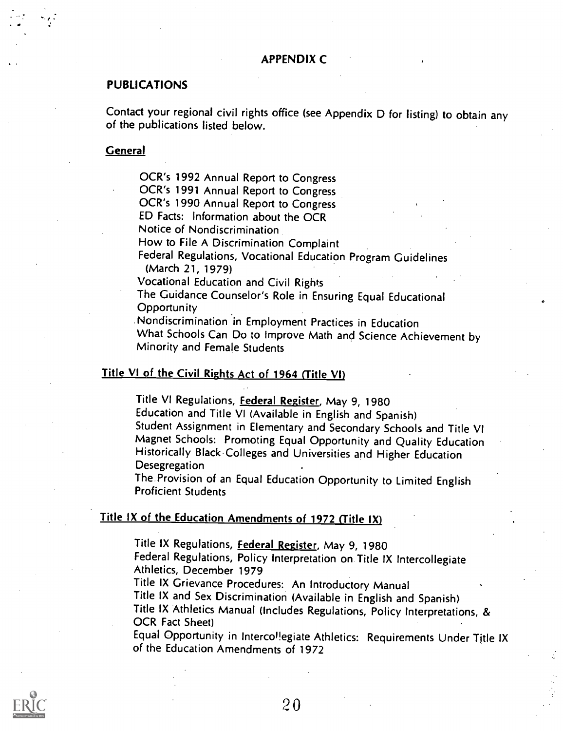# APPENDIX C

## PUBLICATIONS

Contact your regional civil rights office (see Appendix D for listing) to obtain any of the publications listed below.

### General

- OCR's 1992 Annual Report to Congress
- OCR's 1991 Annual Report to Congress
- OCR's 1990 Annual Report to Congress
- ED Facts: Information about the OCR
- Notice of Nondiscrimination
- How to File A Discrimination Complaint
- Federal Regulations, Vocational Education Program Guidelines (March 21, 1979)
- Vocational Education and Civil Rights
- The Guidance Counselor's Role in Ensuring Equal Educational Opportunity
- Nondiscrimination in Employment Practices in Education
- What Schools Can Do to Improve Math and Science Achievement by Minority and Female Students

### Title VI of the Civil Rights Act of 1964 (Title VI)

- Title VI Regulations, Federal Register, May 9, 1980
- Education and Title VI (Available in English and Spanish)
- Student Assignment in Elementary and Secondary Schools and Title VI
- Magnet Schools: Promoting Equal Opportunity and Quality Education
- Historically Black Colleges and Universities and Higher Education Desegregation
- The Provision of an Equal Education Opportunity to Limited English Proficient Students

### Title IX of the Education Amendments of 1972 (Title IX)

- Title IX Regulations, Federal Register, May 9, 1980
- Federal Regulations, Policy Interpretation on Title IX Intercollegiate Athletics, December 1979
- Title IX Grievance Procedures: An Introductory Manual
- Title IX and Sex Discrimination (Available in English and Spanish)
- Title IX Athletics Manual (Includes Regulations, Policy Interpretations, & OCR Fact Sheet)
- Equal Opportunity in Intercollegiate Athletics: Requirements Under Title IX of the Education Amendments of 1972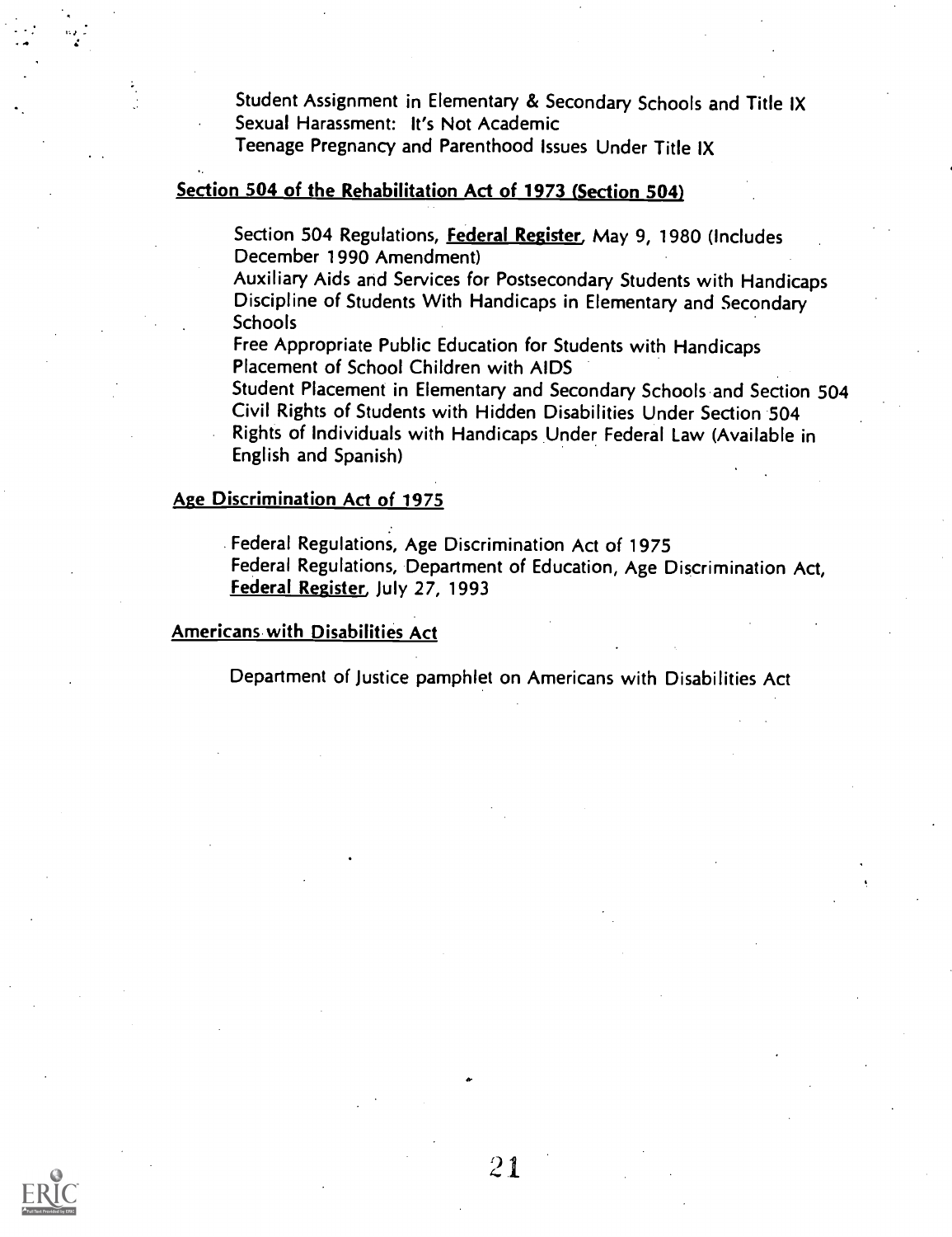Student Assignment in Elementary & Secondary Schools and Title IX
Sexual Harassment: It's Not Academic
Teenage Pregnancy and Parenthood Issues Under Title IX

**Section 504 of the Rehabilitation Act of 1973 (Section 504)**

Section 504 Regulations, **Federal Register**, May 9, 1980 (Includes December 1990 Amendment)
Auxiliary Aids and Services for Postsecondary Students with Handicaps
Discipline of Students With Handicaps in Elementary and Secondary Schools
Free Appropriate Public Education for Students with Handicaps
Placement of School Children with AIDS
Student Placement in Elementary and Secondary Schools and Section 504
Civil Rights of Students with Hidden Disabilities Under Section 504
Rights of Individuals with Handicaps Under Federal Law (Available in English and Spanish)

**Age Discrimination Act of 1975**

Federal Regulations, Age Discrimination Act of 1975
Federal Regulations, Department of Education, Age Discrimination Act, Federal Register, July 27, 1993

**Americans with Disabilities Act**

Department of Justice pamphlet on Americans with Disabilities Act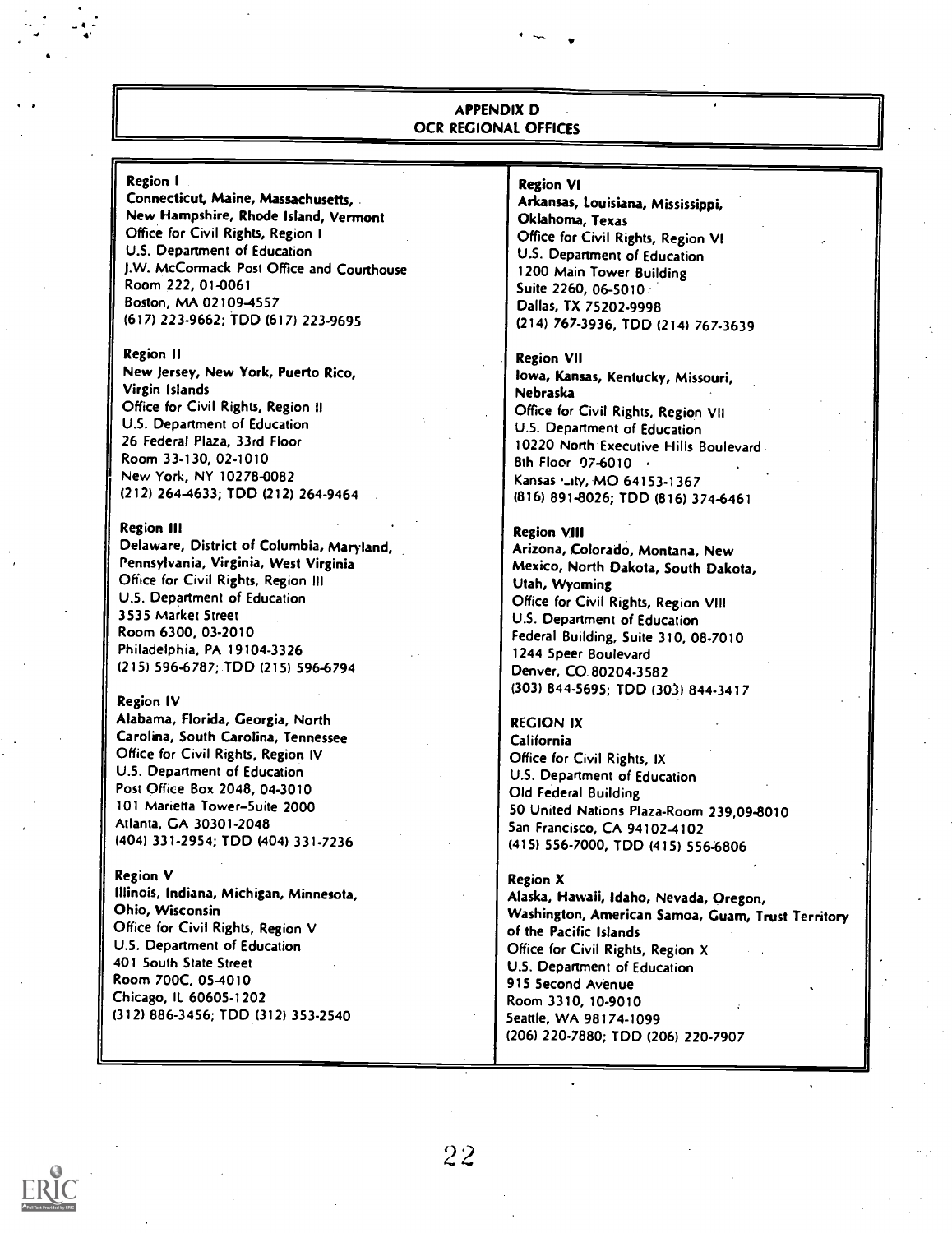# APPENDIX D
## OCR REGIONAL OFFICES

**Region I**
**Connecticut, Maine, Massachusetts, New Hampshire, Rhode Island, Vermont**
Office for Civil Rights, Region I
U.S. Department of Education
J.W. McCormack Post Office and Courthouse
Room 222, 01-0061
Boston, MA 02109-4557
(617) 223-9662; TDD (617) 223-9695

**Region II**
**New Jersey, New York, Puerto Rico, Virgin Islands**
Office for Civil Rights, Region II
U.S. Department of Education
26 Federal Plaza, 33rd Floor
Room 33-130, 02-1010
New York, NY 10278-0082
(212) 264-4633; TDD (212) 264-9464

**Region III**
**Delaware, District of Columbia, Maryland, Pennsylvania, Virginia, West Virginia**
Office for Civil Rights, Region III
U.S. Department of Education
3535 Market Street
Room 6300, 03-2010
Philadelphia, PA 19104-3326
(215) 596-6787; TDD (215) 596-6794

**Region IV**
**Alabama, Florida, Georgia, North Carolina, South Carolina, Tennessee**
Office for Civil Rights, Region IV
U.S. Department of Education
Post Office Box 2048, 04-3010
101 Marietta Tower–Suite 2000
Atlanta, GA 30301-2048
(404) 331-2954; TDD (404) 331-7236

**Region V**
**Illinois, Indiana, Michigan, Minnesota, Ohio, Wisconsin**
Office for Civil Rights, Region V
U.S. Department of Education
401 South State Street
Room 700C, 05-4010
Chicago, IL 60605-1202
(312) 886-3456; TDD (312) 353-2540

**Region VI**
**Arkansas, Louisiana, Mississippi, Oklahoma, Texas**
Office for Civil Rights, Region VI
U.S. Department of Education
1200 Main Tower Building
Suite 2260, 06-5010
Dallas, TX 75202-9998
(214) 767-3936, TDD (214) 767-3639

**Region VII**
**Iowa, Kansas, Kentucky, Missouri, Nebraska**
Office for Civil Rights, Region VII
U.S. Department of Education
10220 North Executive Hills Boulevard
8th Floor 07-6010
Kansas City, MO 64153-1367
(816) 891-8026; TDD (816) 374-6461

**Region VIII**
**Arizona, Colorado, Montana, New Mexico, North Dakota, South Dakota, Utah, Wyoming**
Office for Civil Rights, Region VIII
U.S. Department of Education
Federal Building, Suite 310, 08-7010
1244 Speer Boulevard
Denver, CO 80204-3582
(303) 844-5695; TDD (303) 844-3417

**REGION IX**
**California**
Office for Civil Rights, IX
U.S. Department of Education
Old Federal Building
50 United Nations Plaza-Room 239,09-8010
San Francisco, CA 94102-4102
(415) 556-7000, TDD (415) 556-6806

**Region X**
**Alaska, Hawaii, Idaho, Nevada, Oregon, Washington, American Samoa, Guam, Trust Territory of the Pacific Islands**
Office for Civil Rights, Region X
U.S. Department of Education
915 Second Avenue
Room 3310, 10-9010
Seattle, WA 98174-1099
(206) 220-7880; TDD (206) 220-7907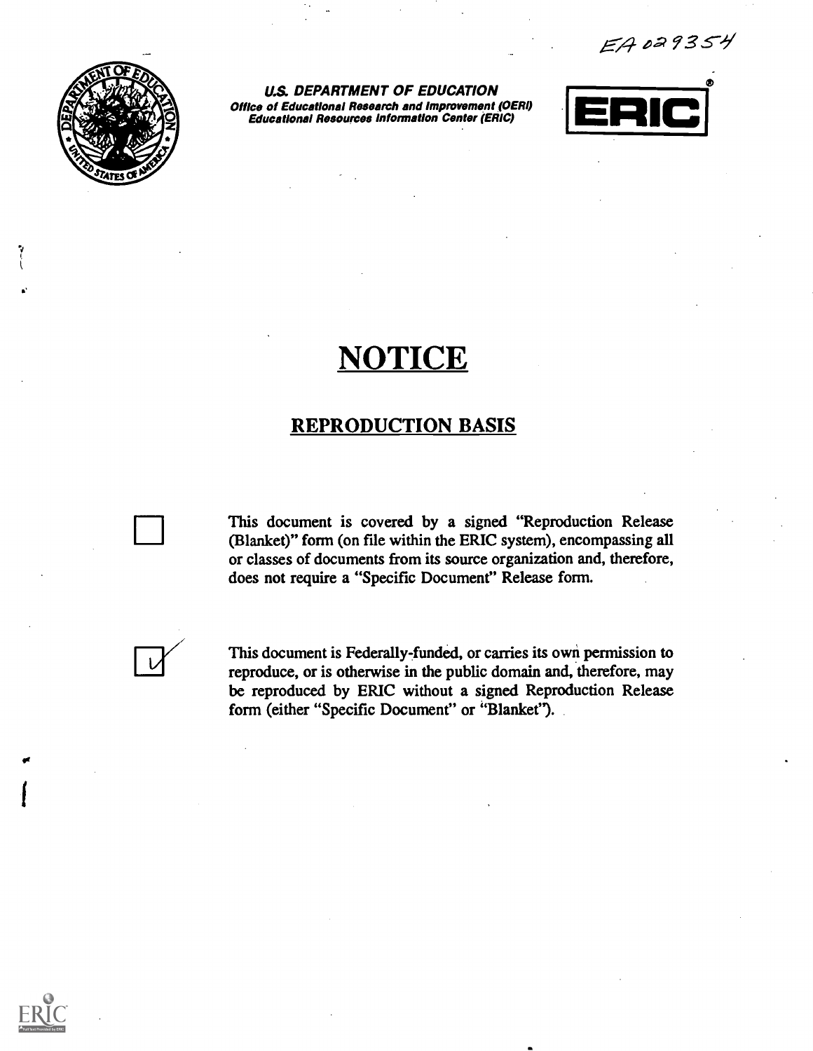EA 029354

**U.S. DEPARTMENT OF EDUCATION**
*Office of Educational Research and Improvement (OERI)*
*Educational Resources Information Center (ERIC)*

ERIC®

# NOTICE

## REPRODUCTION BASIS

☐ This document is covered by a signed "Reproduction Release (Blanket)" form (on file within the ERIC system), encompassing all or classes of documents from its source organization and, therefore, does not require a "Specific Document" Release form.

☑ This document is Federally-funded, or carries its own permission to reproduce, or is otherwise in the public domain and, therefore, may be reproduced by ERIC without a signed Reproduction Release form (either "Specific Document" or "Blanket").